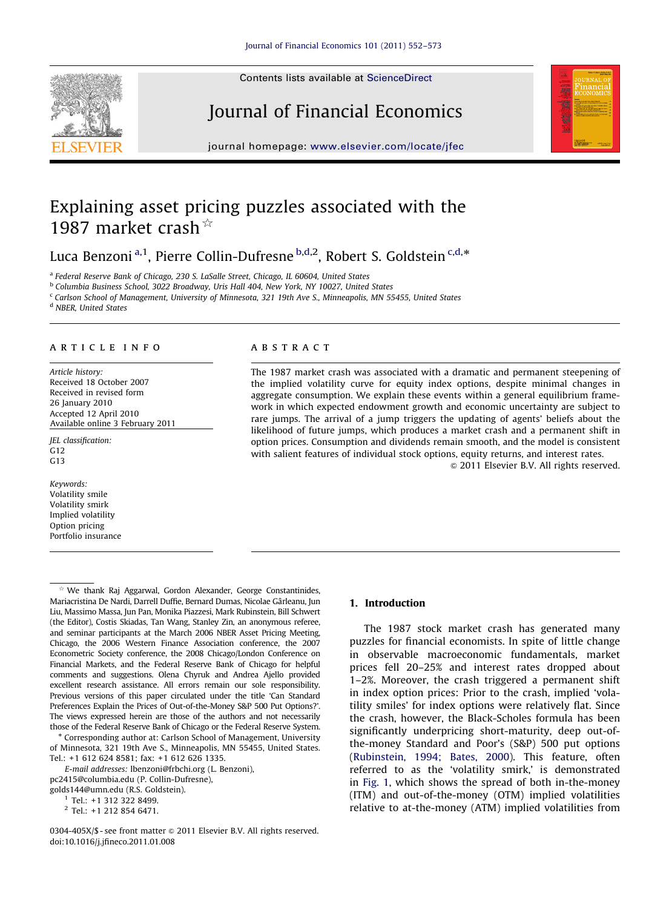# Explaining asset pricing puzzles associated with the 1987 market crash ☆

Luca Benzoni [a,1], Pierre Collin-Dufresne [b,d,2], Robert S. Goldstein [c,d,*]

[a] Federal Reserve Bank of Chicago, 230 S. LaSalle Street, Chicago, IL 60604, United States
[b] Columbia Business School, 3022 Broadway, Uris Hall 404, New York, NY 10027, United States
[c] Carlson School of Management, University of Minnesota, 321 19th Ave S., Minneapolis, MN 55455, United States
[d] NBER, United States

## ARTICLE INFO

*Article history:*
Received 18 October 2007
Received in revised form 26 January 2010
Accepted 12 April 2010
Available online 3 February 2011

*JEL classification:*
G12
G13

*Keywords:*
Volatility smile
Volatility smirk
Implied volatility
Option pricing
Portfolio insurance

## ABSTRACT

The 1987 market crash was associated with a dramatic and permanent steepening of the implied volatility curve for equity index options, despite minimal changes in aggregate consumption. We explain these events within a general equilibrium framework in which expected endowment growth and economic uncertainty are subject to rare jumps. The arrival of a jump triggers the updating of agents' beliefs about the likelihood of future jumps, which produces a market crash and a permanent shift in option prices. Consumption and dividends remain smooth, and the model is consistent with salient features of individual stock options, equity returns, and interest rates.

© 2011 Elsevier B.V. All rights reserved.

## 1. Introduction

The 1987 stock market crash has generated many puzzles for financial economists. In spite of little change in observable macroeconomic fundamentals, market prices fell 20–25% and interest rates dropped about 1–2%. Moreover, the crash triggered a permanent shift in index option prices: Prior to the crash, implied 'volatility smiles' for index options were relatively flat. Since the crash, however, the Black-Scholes formula has been significantly underpricing short-maturity, deep out-of-the-money Standard and Poor's (S&P) 500 put options (Rubinstein, 1994; Bates, 2000). This feature, often referred to as the 'volatility smirk,' is demonstrated in Fig. 1, which shows the spread of both in-the-money (ITM) and out-of-the-money (OTM) implied volatilities relative to at-the-money (ATM) implied volatilities from

---

☆ We thank Raj Aggarwal, Gordon Alexander, George Constantinides, Mariacristina De Nardi, Darrell Duffie, Bernard Dumas, Nicolae Gârleanu, Jun Liu, Massimo Massa, Jun Pan, Monika Piazzesi, Mark Rubinstein, Bill Schwert (the Editor), Costis Skiadas, Tan Wang, Stanley Zin, an anonymous referee, and seminar participants at the March 2006 NBER Asset Pricing Meeting, Chicago, the 2006 Western Finance Association conference, the 2007 Econometric Society conference, the 2008 Chicago/London Conference on Financial Markets, and the Federal Reserve Bank of Chicago for helpful comments and suggestions. Olena Chyruk and Andrea Ajello provided excellent research assistance. All errors remain our sole responsibility. Previous versions of this paper circulated under the title 'Can Standard Preferences Explain the Prices of Out-of-the-Money S&P 500 Put Options?'. The views expressed herein are those of the authors and not necessarily those of the Federal Reserve Bank of Chicago or the Federal Reserve System.

\* Corresponding author at: Carlson School of Management, University of Minnesota, 321 19th Ave S., Minneapolis, MN 55455, United States. Tel.: +1 612 624 8581; fax: +1 612 626 1335.

*E-mail addresses:* lbenzoni@frbchi.org (L. Benzoni), pc2415@columbia.edu (P. Collin-Dufresne), golds144@umn.edu (R.S. Goldstein).

[1] Tel.: +1 312 322 8499.
[2] Tel.: +1 212 854 6471.

0304-405X/$ - see front matter © 2011 Elsevier B.V. All rights reserved.
doi:10.1016/j.jfineco.2011.01.008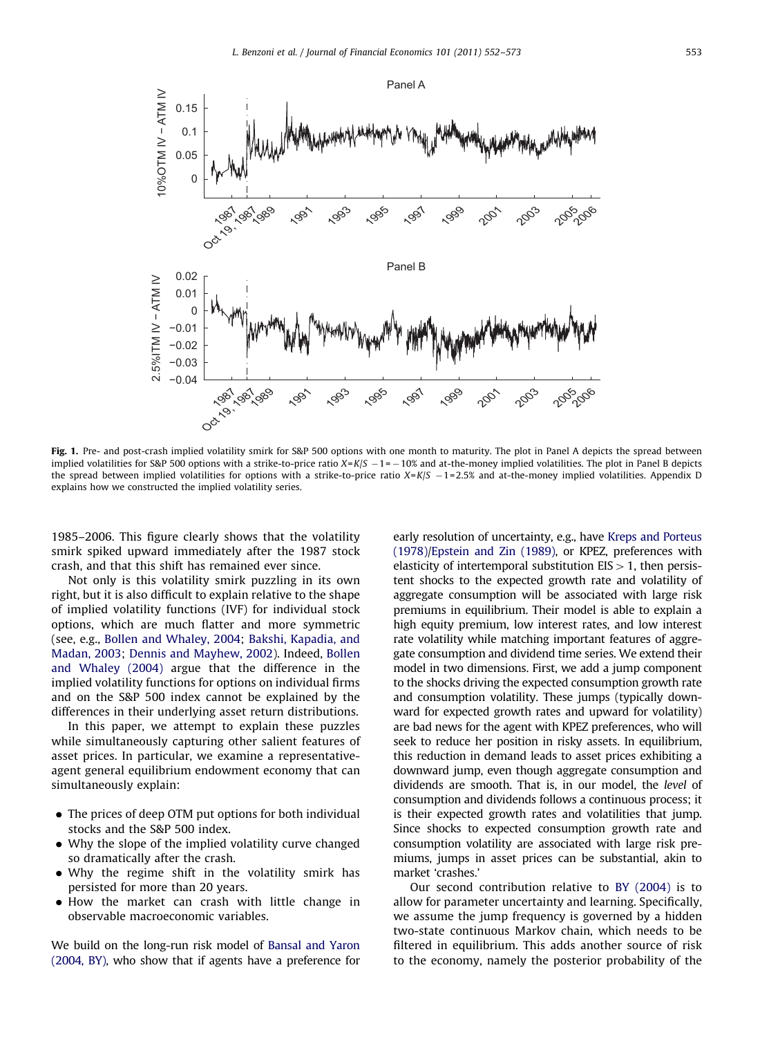**Fig. 1.** Pre- and post-crash implied volatility smirk for S&P 500 options with one month to maturity. The plot in Panel A depicts the spread between implied volatilities for S&P 500 options with a strike-to-price ratio $X = K/S - 1 = -10\%$ and at-the-money implied volatilities. The plot in Panel B depicts the spread between implied volatilities for options with a strike-to-price ratio $X = K/S - 1 = 2.5\%$ and at-the-money implied volatilities. Appendix D explains how we constructed the implied volatility series.

1985–2006. This figure clearly shows that the volatility smirk spiked upward immediately after the 1987 stock crash, and that this shift has remained ever since.

Not only is this volatility smirk puzzling in its own right, but it is also difficult to explain relative to the shape of implied volatility functions (IVF) for individual stock options, which are much flatter and more symmetric (see, e.g., Bollen and Whaley, 2004; Bakshi, Kapadia, and Madan, 2003; Dennis and Mayhew, 2002). Indeed, Bollen and Whaley (2004) argue that the difference in the implied volatility functions for options on individual firms and on the S&P 500 index cannot be explained by the differences in their underlying asset return distributions.

In this paper, we attempt to explain these puzzles while simultaneously capturing other salient features of asset prices. In particular, we examine a representative-agent general equilibrium endowment economy that can simultaneously explain:

- The prices of deep OTM put options for both individual stocks and the S&P 500 index.
- Why the slope of the implied volatility curve changed so dramatically after the crash.
- Why the regime shift in the volatility smirk has persisted for more than 20 years.
- How the market can crash with little change in observable macroeconomic variables.

We build on the long-run risk model of Bansal and Yaron (2004, BY), who show that if agents have a preference for early resolution of uncertainty, e.g., have Kreps and Porteus (1978)/Epstein and Zin (1989), or KPEZ, preferences with elasticity of intertemporal substitution $\text{EIS} > 1$, then persistent shocks to the expected growth rate and volatility of aggregate consumption will be associated with large risk premiums in equilibrium. Their model is able to explain a high equity premium, low interest rates, and low interest rate volatility while matching important features of aggregate consumption and dividend time series. We extend their model in two dimensions. First, we add a jump component to the shocks driving the expected consumption growth rate and consumption volatility. These jumps (typically downward for expected growth rates and upward for volatility) are bad news for the agent with KPEZ preferences, who will seek to reduce her position in risky assets. In equilibrium, this reduction in demand leads to asset prices exhibiting a downward jump, even though aggregate consumption and dividends are smooth. That is, in our model, the *level* of consumption and dividends follows a continuous process; it is their expected growth rates and volatilities that jump. Since shocks to expected consumption growth rate and consumption volatility are associated with large risk premiums, jumps in asset prices can be substantial, akin to market 'crashes.'

Our second contribution relative to BY (2004) is to allow for parameter uncertainty and learning. Specifically, we assume the jump frequency is governed by a hidden two-state continuous Markov chain, which needs to be filtered in equilibrium. This adds another source of risk to the economy, namely the posterior probability of the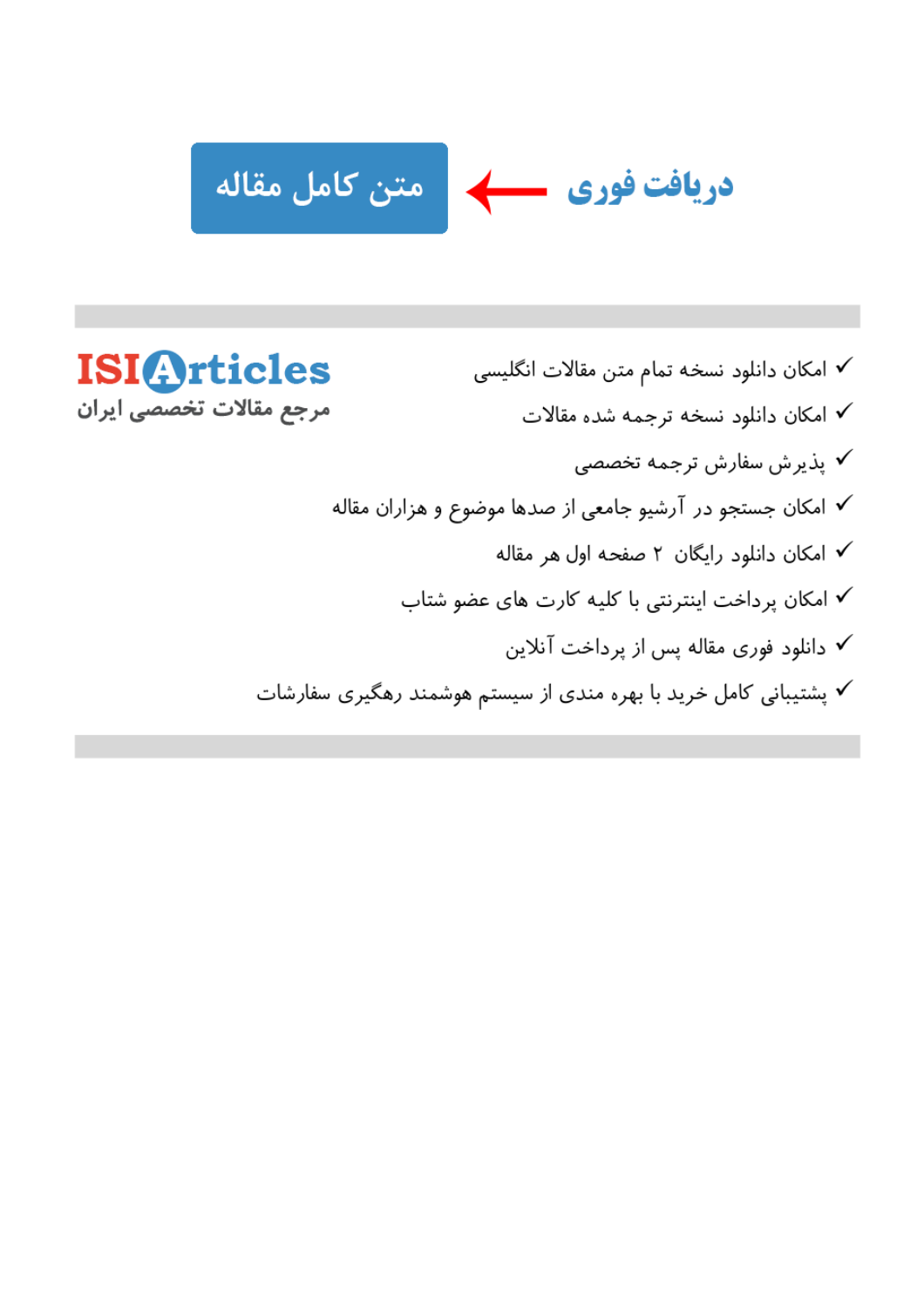دریافت فوری ← **متن کامل مقاله**

**ISIArticles**
مرجع مقالات تخصصی ایران

- ✓ امکان دانلود نسخه تمام متن مقالات انگلیسی
- ✓ امکان دانلود نسخه ترجمه شده مقالات
- ✓ پذیرش سفارش ترجمه تخصصی
- ✓ امکان جستجو در آرشیو جامعی از صدها موضوع و هزاران مقاله
- ✓ امکان دانلود رایگان ۲ صفحه اول هر مقاله
- ✓ امکان پرداخت اینترنتی با کلیه کارت های عضو شتاب
- ✓ دانلود فوری مقاله پس از پرداخت آنلاین
- ✓ پشتیبانی کامل خرید با بهره مندی از سیستم هوشمند رهگیری سفارشات